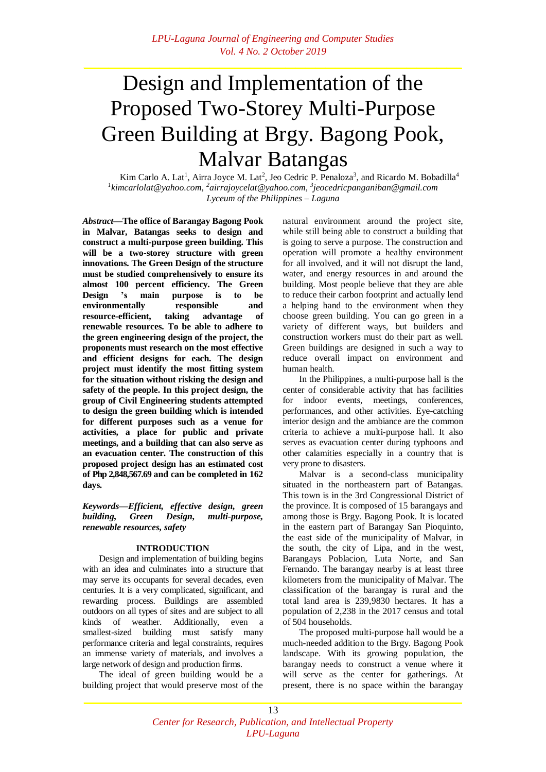# Design and Implementation of the Proposed Two-Storey Multi-Purpose Green Building at Brgy. Bagong Pook, Malvar Batangas

Kim Carlo A. Lat[1], Airra Joyce M. Lat[2], Jeo Cedric P. Penaloza[3], and Ricardo M. Bobadilla[4]
[1]kimcarlolat@yahoo.com, [2]airrajoycelat@yahoo.com, [3]jeocedricpanganiban@gmail.com
*Lyceum of the Philippines – Laguna*

***Abstract*—The office of Barangay Bagong Pook in Malvar, Batangas seeks to design and construct a multi-purpose green building. This will be a two-storey structure with green innovations. The Green Design of the structure must be studied comprehensively to ensure its almost 100 percent efficiency. The Green Design 's main purpose is to be environmentally responsible and resource-efficient, taking advantage of renewable resources. To be able to adhere to the green engineering design of the project, the proponents must research on the most effective and efficient designs for each. The design project must identify the most fitting system for the situation without risking the design and safety of the people. In this project design, the group of Civil Engineering students attempted to design the green building which is intended for different purposes such as a venue for activities, a place for public and private meetings, and a building that can also serve as an evacuation center. The construction of this proposed project design has an estimated cost of Php 2,848,567.69 and can be completed in 162 days.**

***Keywords*—*Efficient, effective design, green building, Green Design, multi-purpose, renewable resources, safety***

## INTRODUCTION

Design and implementation of building begins with an idea and culminates into a structure that may serve its occupants for several decades, even centuries. It is a very complicated, significant, and rewarding process. Buildings are assembled outdoors on all types of sites and are subject to all kinds of weather. Additionally, even a smallest-sized building must satisfy many performance criteria and legal constraints, requires an immense variety of materials, and involves a large network of design and production firms.

The ideal of green building would be a building project that would preserve most of the natural environment around the project site, while still being able to construct a building that is going to serve a purpose. The construction and operation will promote a healthy environment for all involved, and it will not disrupt the land, water, and energy resources in and around the building. Most people believe that they are able to reduce their carbon footprint and actually lend a helping hand to the environment when they choose green building. You can go green in a variety of different ways, but builders and construction workers must do their part as well. Green buildings are designed in such a way to reduce overall impact on environment and human health.

In the Philippines, a multi-purpose hall is the center of considerable activity that has facilities for indoor events, meetings, conferences, performances, and other activities. Eye-catching interior design and the ambiance are the common criteria to achieve a multi-purpose hall. It also serves as evacuation center during typhoons and other calamities especially in a country that is very prone to disasters.

Malvar is a second-class municipality situated in the northeastern part of Batangas. This town is in the 3rd Congressional District of the province. It is composed of 15 barangays and among those is Brgy. Bagong Pook. It is located in the eastern part of Barangay San Pioquinto, the east side of the municipality of Malvar, in the south, the city of Lipa, and in the west, Barangays Poblacion, Luta Norte, and San Fernando. The barangay nearby is at least three kilometers from the municipality of Malvar. The classification of the barangay is rural and the total land area is 239,9830 hectares. It has a population of 2,238 in the 2017 census and total of 504 households.

The proposed multi-purpose hall would be a much-needed addition to the Brgy. Bagong Pook landscape. With its growing population, the barangay needs to construct a venue where it will serve as the center for gatherings. At present, there is no space within the barangay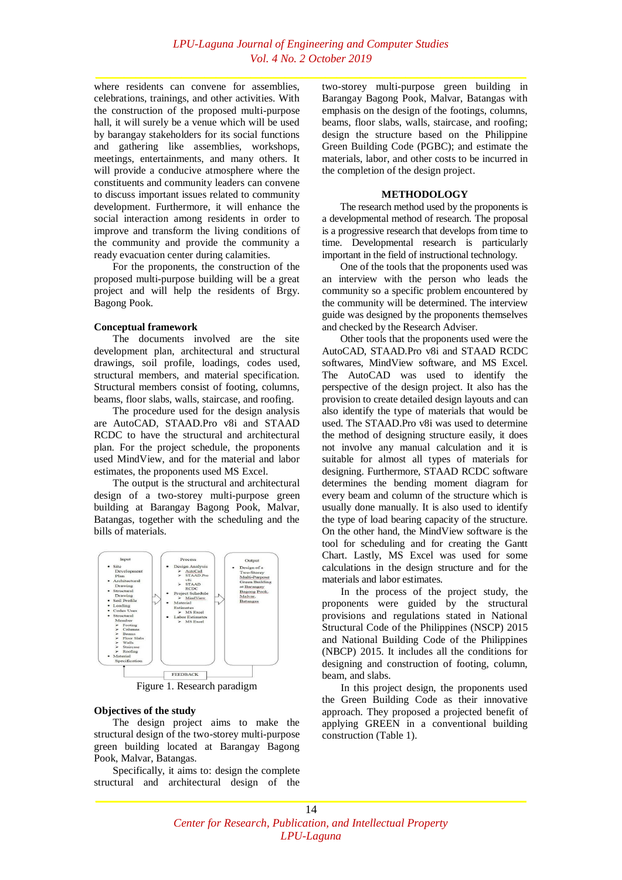where residents can convene for assemblies, celebrations, trainings, and other activities. With the construction of the proposed multi-purpose hall, it will surely be a venue which will be used by barangay stakeholders for its social functions and gathering like assemblies, workshops, meetings, entertainments, and many others. It will provide a conducive atmosphere where the constituents and community leaders can convene to discuss important issues related to community development. Furthermore, it will enhance the social interaction among residents in order to improve and transform the living conditions of the community and provide the community a ready evacuation center during calamities.

For the proponents, the construction of the proposed multi-purpose building will be a great project and will help the residents of Brgy. Bagong Pook.

**Conceptual framework**

The documents involved are the site development plan, architectural and structural drawings, soil profile, loadings, codes used, structural members, and material specification. Structural members consist of footing, columns, beams, floor slabs, walls, staircase, and roofing.

The procedure used for the design analysis are AutoCAD, STAAD.Pro v8i and STAAD RCDC to have the structural and architectural plan. For the project schedule, the proponents used MindView, and for the material and labor estimates, the proponents used MS Excel.

The output is the structural and architectural design of a two-storey multi-purpose green building at Barangay Bagong Pook, Malvar, Batangas, together with the scheduling and the bills of materials.

Input:
- Site Development Plan
- Architectural Drawing
- Structural Drawing
- Soil Profile
- Loading
- Codes Uses
- Structural Member
  - Footing
  - Columns
  - Beams
  - Floor Slabs
  - Walls
  - Staircase
  - Roofing
- Material Specification

Process:
- Design Analysis
  - AutoCad
  - STAAD.Pro v8i
  - STAAD RCDC
- Project Schedule
  - MindView
- Material Estimates
  - MS Excel
- Labor Estimates
  - MS Excel

Output:
- Design of a Two-Storey Multi-Purpose Green Building at Barangay Bagong Pook, Malvar, Batangas

FEEDBACK

Figure 1. Research paradigm

**Objectives of the study**

The design project aims to make the structural design of the two-storey multi-purpose green building located at Barangay Bagong Pook, Malvar, Batangas.

Specifically, it aims to: design the complete structural and architectural design of the two-storey multi-purpose green building in Barangay Bagong Pook, Malvar, Batangas with emphasis on the design of the footings, columns, beams, floor slabs, walls, staircase, and roofing; design the structure based on the Philippine Green Building Code (PGBC); and estimate the materials, labor, and other costs to be incurred in the completion of the design project.

## METHODOLOGY

The research method used by the proponents is a developmental method of research. The proposal is a progressive research that develops from time to time. Developmental research is particularly important in the field of instructional technology.

One of the tools that the proponents used was an interview with the person who leads the community so a specific problem encountered by the community will be determined. The interview guide was designed by the proponents themselves and checked by the Research Adviser.

Other tools that the proponents used were the AutoCAD, STAAD.Pro v8i and STAAD RCDC softwares, MindView software, and MS Excel. The AutoCAD was used to identify the perspective of the design project. It also has the provision to create detailed design layouts and can also identify the type of materials that would be used. The STAAD.Pro v8i was used to determine the method of designing structure easily, it does not involve any manual calculation and it is suitable for almost all types of materials for designing. Furthermore, STAAD RCDC software determines the bending moment diagram for every beam and column of the structure which is usually done manually. It is also used to identify the type of load bearing capacity of the structure. On the other hand, the MindView software is the tool for scheduling and for creating the Gantt Chart. Lastly, MS Excel was used for some calculations in the design structure and for the materials and labor estimates.

In the process of the project study, the proponents were guided by the structural provisions and regulations stated in National Structural Code of the Philippines (NSCP) 2015 and National Building Code of the Philippines (NBCP) 2015. It includes all the conditions for designing and construction of footing, column, beam, and slabs.

In this project design, the proponents used the Green Building Code as their innovative approach. They proposed a projected benefit of applying GREEN in a conventional building construction (Table 1).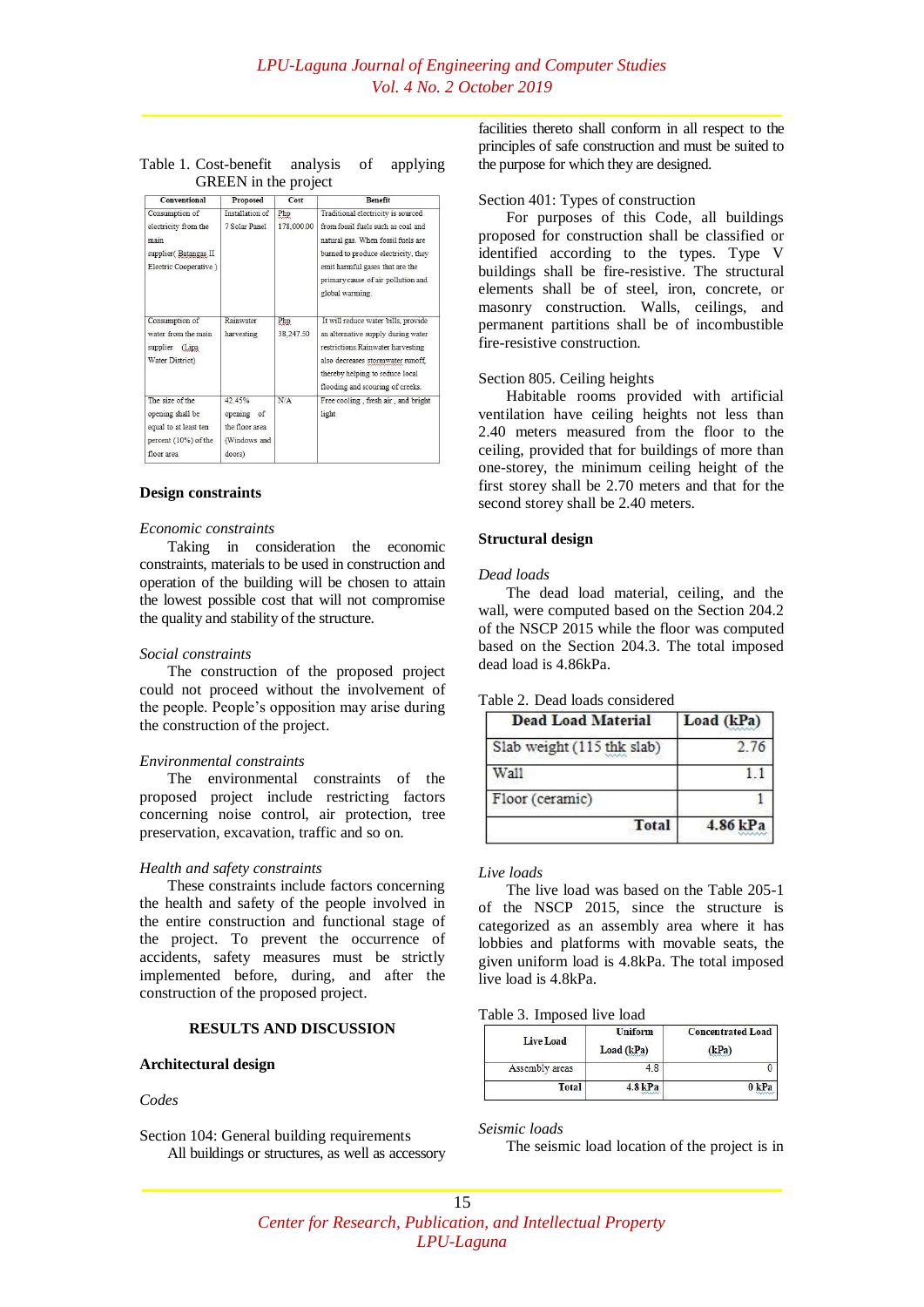Table 1. Cost-benefit analysis of applying GREEN in the project

| Conventional | Proposed | Cost | Benefit |
|---|---|---|---|
| Consumption of electricity from the main supplier( Batangas II Electric Cooperative ) | Installation of 7 Solar Panel | Php 178,000.00 | Traditional electricity is sourced from fossil fuels such as coal and natural gas. When fossil fuels are burned to produce electricity, they emit harmful gases that are the primary cause of air pollution and global warming. |
| Consumption of water from the main supplier (Lipa Water District) | Rainwater harvesting | Php 38,247.50 | It will reduce water bills, provide an alternative supply during water restrictions.Rainwater harvesting also decreases stormwater runoff, thereby helping to reduce local flooding and scouring of creeks. |
| The size of the opening shall be equal to at least ten percent (10%) of the floor area | 42.45% opening of the floor area (Windows and doors) | N/A | Free cooling , fresh air , and bright light |

### Design constraints

*Economic constraints*

Taking in consideration the economic constraints, materials to be used in construction and operation of the building will be chosen to attain the lowest possible cost that will not compromise the quality and stability of the structure.

*Social constraints*

The construction of the proposed project could not proceed without the involvement of the people. People's opposition may arise during the construction of the project.

*Environmental constraints*

The environmental constraints of the proposed project include restricting factors concerning noise control, air protection, tree preservation, excavation, traffic and so on.

*Health and safety constraints*

These constraints include factors concerning the health and safety of the people involved in the entire construction and functional stage of the project. To prevent the occurrence of accidents, safety measures must be strictly implemented before, during, and after the construction of the proposed project.

## RESULTS AND DISCUSSION

### Architectural design

*Codes*

Section 104: General building requirements

All buildings or structures, as well as accessory facilities thereto shall conform in all respect to the principles of safe construction and must be suited to the purpose for which they are designed.

Section 401: Types of construction

For purposes of this Code, all buildings proposed for construction shall be classified or identified according to the types. Type V buildings shall be fire-resistive. The structural elements shall be of steel, iron, concrete, or masonry construction. Walls, ceilings, and permanent partitions shall be of incombustible fire-resistive construction.

Section 805. Ceiling heights

Habitable rooms provided with artificial ventilation have ceiling heights not less than 2.40 meters measured from the floor to the ceiling, provided that for buildings of more than one-storey, the minimum ceiling height of the first storey shall be 2.70 meters and that for the second storey shall be 2.40 meters.

### Structural design

*Dead loads*

The dead load material, ceiling, and the wall, were computed based on the Section 204.2 of the NSCP 2015 while the floor was computed based on the Section 204.3. The total imposed dead load is 4.86kPa.

Table 2. Dead loads considered

| Dead Load Material | Load (kPa) |
|---|---|
| Slab weight (115 thk slab) | 2.76 |
| Wall | 1.1 |
| Floor (ceramic) | 1 |
| Total | 4.86 kPa |

*Live loads*

The live load was based on the Table 205-1 of the NSCP 2015, since the structure is categorized as an assembly area where it has lobbies and platforms with movable seats, the given uniform load is 4.8kPa. The total imposed live load is 4.8kPa.

Table 3. Imposed live load

| Live Load | Uniform Load (kPa) | Concentrated Load (kPa) |
|---|---|---|
| Assembly areas | 4.8 | 0 |
| Total | 4.8 kPa | 0 kPa |

*Seismic loads*

The seismic load location of the project is in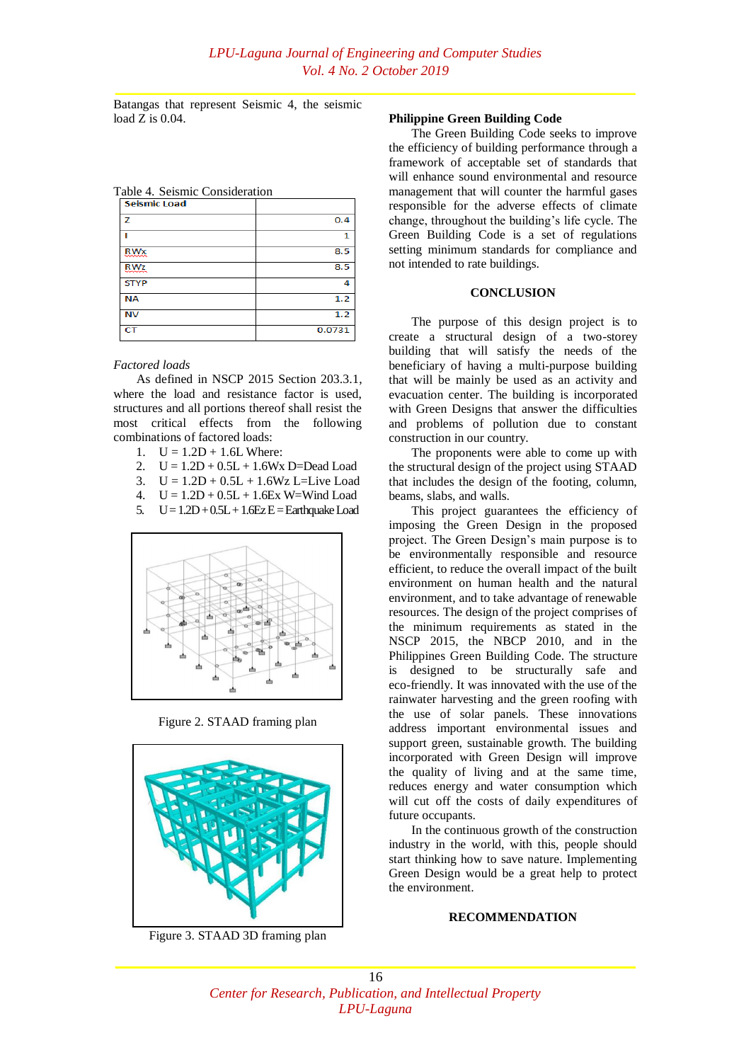Batangas that represent Seismic 4, the seismic load Z is 0.04.

Table 4. Seismic Consideration

| Seismic Load | |
|---|---|
| Z | 0.4 |
| I | 1 |
| RWx | 8.5 |
| RWz | 8.5 |
| STYP | 4 |
| NA | 1.2 |
| NV | 1.2 |
| CT | 0.0731 |

*Factored loads*

As defined in NSCP 2015 Section 203.3.1, where the load and resistance factor is used, structures and all portions thereof shall resist the most critical effects from the following combinations of factored loads:

1. U = 1.2D + 1.6L Where:
2. U = 1.2D + 0.5L + 1.6Wx D=Dead Load
3. U = 1.2D + 0.5L + 1.6Wz L=Live Load
4. U = 1.2D + 0.5L + 1.6Ex W=Wind Load
5. U = 1.2D + 0.5L + 1.6Ez E = Earthquake Load

Figure 2. STAAD framing plan

Figure 3. STAAD 3D framing plan

**Philippine Green Building Code**

The Green Building Code seeks to improve the efficiency of building performance through a framework of acceptable set of standards that will enhance sound environmental and resource management that will counter the harmful gases responsible for the adverse effects of climate change, throughout the building's life cycle. The Green Building Code is a set of regulations setting minimum standards for compliance and not intended to rate buildings.

## CONCLUSION

The purpose of this design project is to create a structural design of a two-storey building that will satisfy the needs of the beneficiary of having a multi-purpose building that will be mainly be used as an activity and evacuation center. The building is incorporated with Green Designs that answer the difficulties and problems of pollution due to constant construction in our country.

The proponents were able to come up with the structural design of the project using STAAD that includes the design of the footing, column, beams, slabs, and walls.

This project guarantees the efficiency of imposing the Green Design in the proposed project. The Green Design's main purpose is to be environmentally responsible and resource efficient, to reduce the overall impact of the built environment on human health and the natural environment, and to take advantage of renewable resources. The design of the project comprises of the minimum requirements as stated in the NSCP 2015, the NBCP 2010, and in the Philippines Green Building Code. The structure is designed to be structurally safe and eco-friendly. It was innovated with the use of the rainwater harvesting and the green roofing with the use of solar panels. These innovations address important environmental issues and support green, sustainable growth. The building incorporated with Green Design will improve the quality of living and at the same time, reduces energy and water consumption which will cut off the costs of daily expenditures of future occupants.

In the continuous growth of the construction industry in the world, with this, people should start thinking how to save nature. Implementing Green Design would be a great help to protect the environment.

## RECOMMENDATION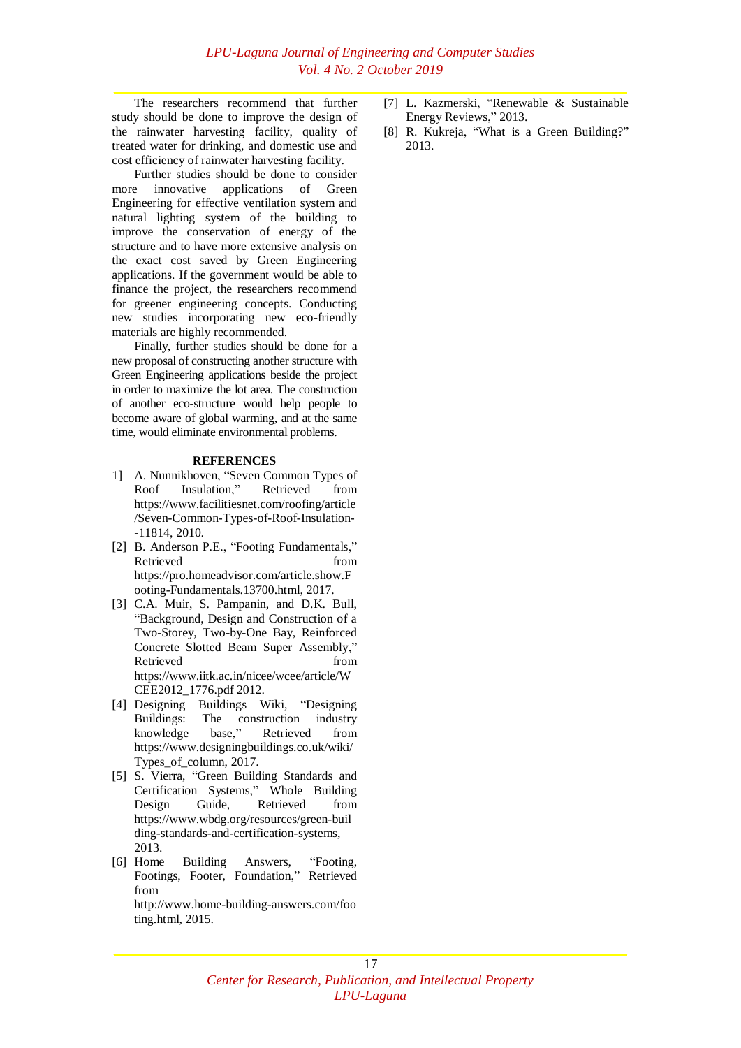The researchers recommend that further study should be done to improve the design of the rainwater harvesting facility, quality of treated water for drinking, and domestic use and cost efficiency of rainwater harvesting facility.

Further studies should be done to consider more innovative applications of Green Engineering for effective ventilation system and natural lighting system of the building to improve the conservation of energy of the structure and to have more extensive analysis on the exact cost saved by Green Engineering applications. If the government would be able to finance the project, the researchers recommend for greener engineering concepts. Conducting new studies incorporating new eco-friendly materials are highly recommended.

Finally, further studies should be done for a new proposal of constructing another structure with Green Engineering applications beside the project in order to maximize the lot area. The construction of another eco-structure would help people to become aware of global warming, and at the same time, would eliminate environmental problems.

## REFERENCES

1] A. Nunnikhoven, "Seven Common Types of Roof Insulation," Retrieved from https://www.facilitiesnet.com/roofing/article/Seven-Common-Types-of-Roof-Insulation--11814, 2010.

[2] B. Anderson P.E., "Footing Fundamentals," Retrieved from https://pro.homeadvisor.com/article.show.Footing-Fundamentals.13700.html, 2017.

[3] C.A. Muir, S. Pampanin, and D.K. Bull, "Background, Design and Construction of a Two-Storey, Two-by-One Bay, Reinforced Concrete Slotted Beam Super Assembly," Retrieved from https://www.iitk.ac.in/nicee/wcee/article/WCEE2012_1776.pdf 2012.

[4] Designing Buildings Wiki, "Designing Buildings: The construction industry knowledge base," Retrieved from https://www.designingbuildings.co.uk/wiki/Types_of_column, 2017.

[5] S. Vierra, "Green Building Standards and Certification Systems," Whole Building Design Guide, Retrieved from https://www.wbdg.org/resources/green-building-standards-and-certification-systems, 2013.

[6] Home Building Answers, "Footing, Footings, Footer, Foundation," Retrieved from http://www.home-building-answers.com/footing.html, 2015.

[7] L. Kazmerski, "Renewable & Sustainable Energy Reviews," 2013.

[8] R. Kukreja, "What is a Green Building?" 2013.